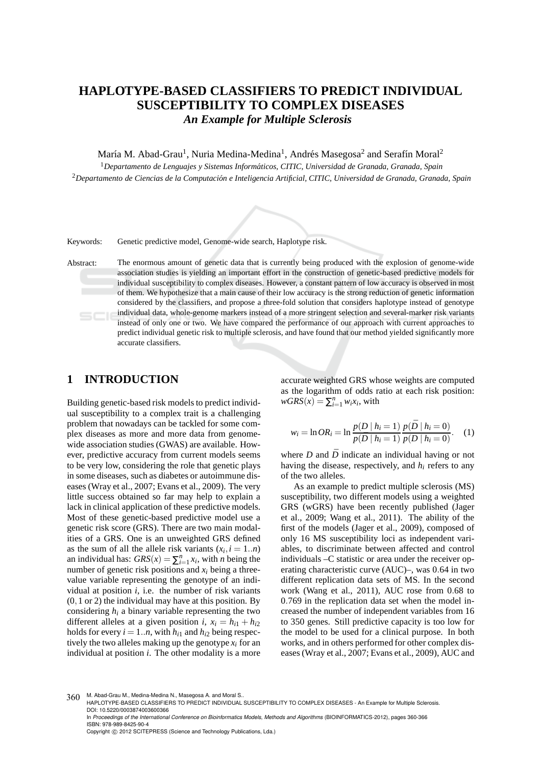# HAPLOTYPE-BASED CLASSIFIERS TO PREDICT INDIVIDUAL SUSCEPTIBILITY TO COMPLEX DISEASES

### *An Example for Multiple Sclerosis*

María M. Abad-Grau[1], Nuria Medina-Medina[1], Andrés Masegosa[2] and Serafín Moral[2]

[1]*Departamento de Lenguajes y Sistemas Informáticos, CITIC, Universidad de Granada, Granada, Spain*

[2]*Departamento de Ciencias de la Computación e Inteligencia Artificial, CITIC, Universidad de Granada, Granada, Spain*

Keywords: Genetic predictive model, Genome-wide search, Haplotype risk.

Abstract: The enormous amount of genetic data that is currently being produced with the explosion of genome-wide association studies is yielding an important effort in the construction of genetic-based predictive models for individual susceptibility to complex diseases. However, a constant pattern of low accuracy is observed in most of them. We hypothesize that a main cause of their low accuracy is the strong reduction of genetic information considered by the classifiers, and propose a three-fold solution that considers haplotype instead of genotype individual data, whole-genome markers instead of a more stringent selection and several-marker risk variants instead of only one or two. We have compared the performance of our approach with current approaches to predict individual genetic risk to multiple sclerosis, and have found that our method yielded significantly more accurate classifiers.

## 1 INTRODUCTION

Building genetic-based risk models to predict individual susceptibility to a complex trait is a challenging problem that nowadays can be tackled for some complex diseases as more and more data from genome-wide association studies (GWAS) are available. However, predictive accuracy from current models seems to be very low, considering the role that genetic plays in some diseases, such as diabetes or autoimmune diseases (Wray et al., 2007; Evans et al., 2009). The very little success obtained so far may help to explain a lack in clinical application of these predictive models. Most of these genetic-based predictive model use a genetic risk score (GRS). There are two main modalities of a GRS. One is an unweighted GRS defined as the sum of all the allele risk variants ($x_i, i = 1..n$) an individual has: $GRS(x) = \sum_{i=1}^{n} x_i$, with $n$ being the number of genetic risk positions and $x_i$ being a three-value variable representing the genotype of an individual at position $i$, i.e. the number of risk variants ($0, 1$ or $2$) the individual may have at this position. By considering $h_i$ a binary variable representing the two different alleles at a given position $i$, $x_i = h_{i1} + h_{i2}$ holds for every $i = 1..n$, with $h_{i1}$ and $h_{i2}$ being respectively the two alleles making up the genotype $x_i$ for an individual at position $i$. The other modality is a more accurate weighted GRS whose weights are computed as the logarithm of odds ratio at each risk position: $wGRS(x) = \sum_{i=1}^{n} w_i x_i$, with

$$w_i = \ln OR_i = \ln \frac{p(D \mid h_i = 1)}{p(D \mid h_i = 1)} \frac{p(\bar{D} \mid h_i = 0)}{p(D \mid h_i = 0)}. \quad (1)$$

where $D$ and $\bar{D}$ indicate an individual having or not having the disease, respectively, and $h_i$ refers to any of the two alleles.

As an example to predict multiple sclerosis (MS) susceptibility, two different models using a weighted GRS (wGRS) have been recently published (Jager et al., 2009; Wang et al., 2011). The ability of the first of the models (Jager et al., 2009), composed of only 16 MS susceptibility loci as independent variables, to discriminate between affected and control individuals –C statistic or area under the receiver operating characteristic curve (AUC)–, was 0.64 in two different replication data sets of MS. In the second work (Wang et al., 2011), AUC rose from 0.68 to 0.769 in the replication data set when the model increased the number of independent variables from 16 to 350 genes. Still predictive capacity is too low for the model to be used for a clinical purpose. In both works, and in others performed for other complex diseases (Wray et al., 2007; Evans et al., 2009), AUC and

M. Abad-Grau M., Medina-Medina N., Masegosa A. and Moral S..
HAPLOTYPE-BASED CLASSIFIERS TO PREDICT INDIVIDUAL SUSCEPTIBILITY TO COMPLEX DISEASES - An Example for Multiple Sclerosis.
DOI: 10.5220/0003874003600366
In *Proceedings of the International Conference on Bioinformatics Models, Methods and Algorithms* (BIOINFORMATICS-2012), pages 360-366
ISBN: 978-989-8425-90-4
Copyright © 2012 SCITEPRESS (Science and Technology Publications, Lda.)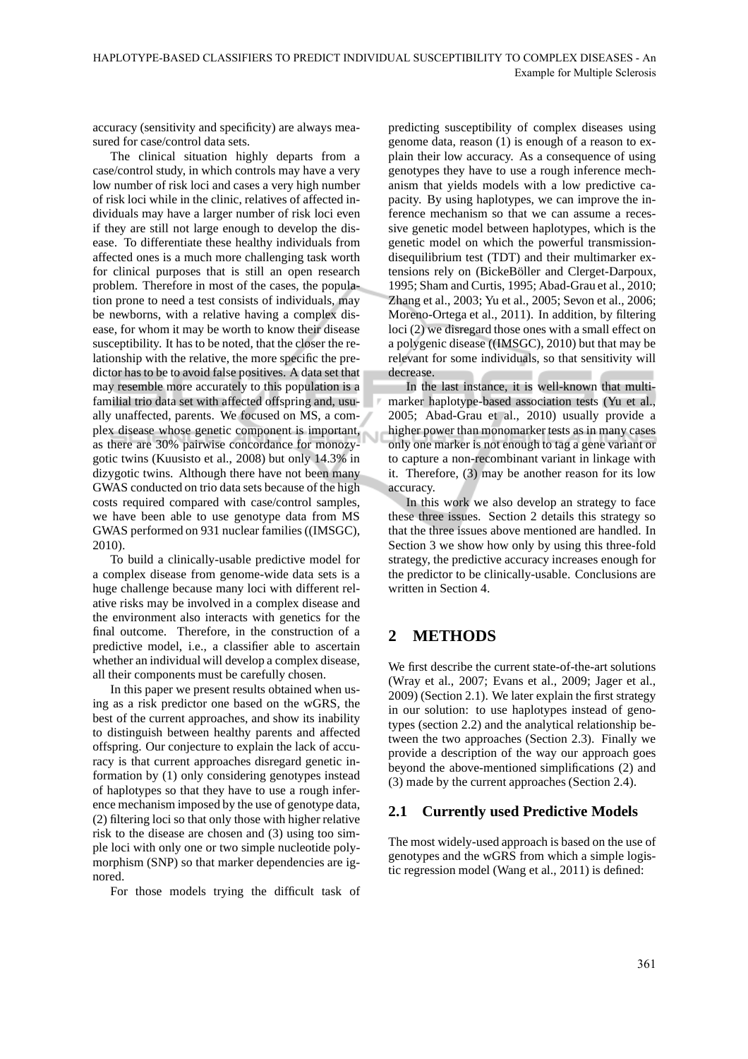accuracy (sensitivity and specificity) are always measured for case/control data sets.

The clinical situation highly departs from a case/control study, in which controls may have a very low number of risk loci and cases a very high number of risk loci while in the clinic, relatives of affected individuals may have a larger number of risk loci even if they are still not large enough to develop the disease. To differentiate these healthy individuals from affected ones is a much more challenging task worth for clinical purposes that is still an open research problem. Therefore in most of the cases, the population prone to need a test consists of individuals, may be newborns, with a relative having a complex disease, for whom it may be worth to know their disease susceptibility. It has to be noted, that the closer the relationship with the relative, the more specific the predictor has to be to avoid false positives. A data set that may resemble more accurately to this population is a familial trio data set with affected offspring and, usually unaffected, parents. We focused on MS, a complex disease whose genetic component is important, as there are 30% pairwise concordance for monozygotic twins (Kuusisto et al., 2008) but only 14.3% in dizygotic twins. Although there have not been many GWAS conducted on trio data sets because of the high costs required compared with case/control samples, we have been able to use genotype data from MS GWAS performed on 931 nuclear families ((IMSGC), 2010).

To build a clinically-usable predictive model for a complex disease from genome-wide data sets is a huge challenge because many loci with different relative risks may be involved in a complex disease and the environment also interacts with genetics for the final outcome. Therefore, in the construction of a predictive model, i.e., a classifier able to ascertain whether an individual will develop a complex disease, all their components must be carefully chosen.

In this paper we present results obtained when using as a risk predictor one based on the wGRS, the best of the current approaches, and show its inability to distinguish between healthy parents and affected offspring. Our conjecture to explain the lack of accuracy is that current approaches disregard genetic information by (1) only considering genotypes instead of haplotypes so that they have to use a rough inference mechanism imposed by the use of genotype data, (2) filtering loci so that only those with higher relative risk to the disease are chosen and (3) using too simple loci with only one or two simple nucleotide polymorphism (SNP) so that marker dependencies are ignored.

For those models trying the difficult task of predicting susceptibility of complex diseases using genome data, reason (1) is enough of a reason to explain their low accuracy. As a consequence of using genotypes they have to use a rough inference mechanism that yields models with a low predictive capacity. By using haplotypes, we can improve the inference mechanism so that we can assume a recessive genetic model between haplotypes, which is the genetic model on which the powerful transmission-disequilibrium test (TDT) and their multimarker extensions rely on (BickeBöller and Clerget-Darpoux, 1995; Sham and Curtis, 1995; Abad-Grau et al., 2010; Zhang et al., 2003; Yu et al., 2005; Sevon et al., 2006; Moreno-Ortega et al., 2011). In addition, by filtering loci (2) we disregard those ones with a small effect on a polygenic disease ((IMSGC), 2010) but that may be relevant for some individuals, so that sensitivity will decrease.

In the last instance, it is well-known that multimarker haplotype-based association tests (Yu et al., 2005; Abad-Grau et al., 2010) usually provide a higher power than monomarker tests as in many cases only one marker is not enough to tag a gene variant or to capture a non-recombinant variant in linkage with it. Therefore, (3) may be another reason for its low accuracy.

In this work we also develop an strategy to face these three issues. Section 2 details this strategy so that the three issues above mentioned are handled. In Section 3 we show how only by using this three-fold strategy, the predictive accuracy increases enough for the predictor to be clinically-usable. Conclusions are written in Section 4.

## 2 METHODS

We first describe the current state-of-the-art solutions (Wray et al., 2007; Evans et al., 2009; Jager et al., 2009) (Section 2.1). We later explain the first strategy in our solution: to use haplotypes instead of genotypes (section 2.2) and the analytical relationship between the two approaches (Section 2.3). Finally we provide a description of the way our approach goes beyond the above-mentioned simplifications (2) and (3) made by the current approaches (Section 2.4).

### 2.1 Currently used Predictive Models

The most widely-used approach is based on the use of genotypes and the wGRS from which a simple logistic regression model (Wang et al., 2011) is defined: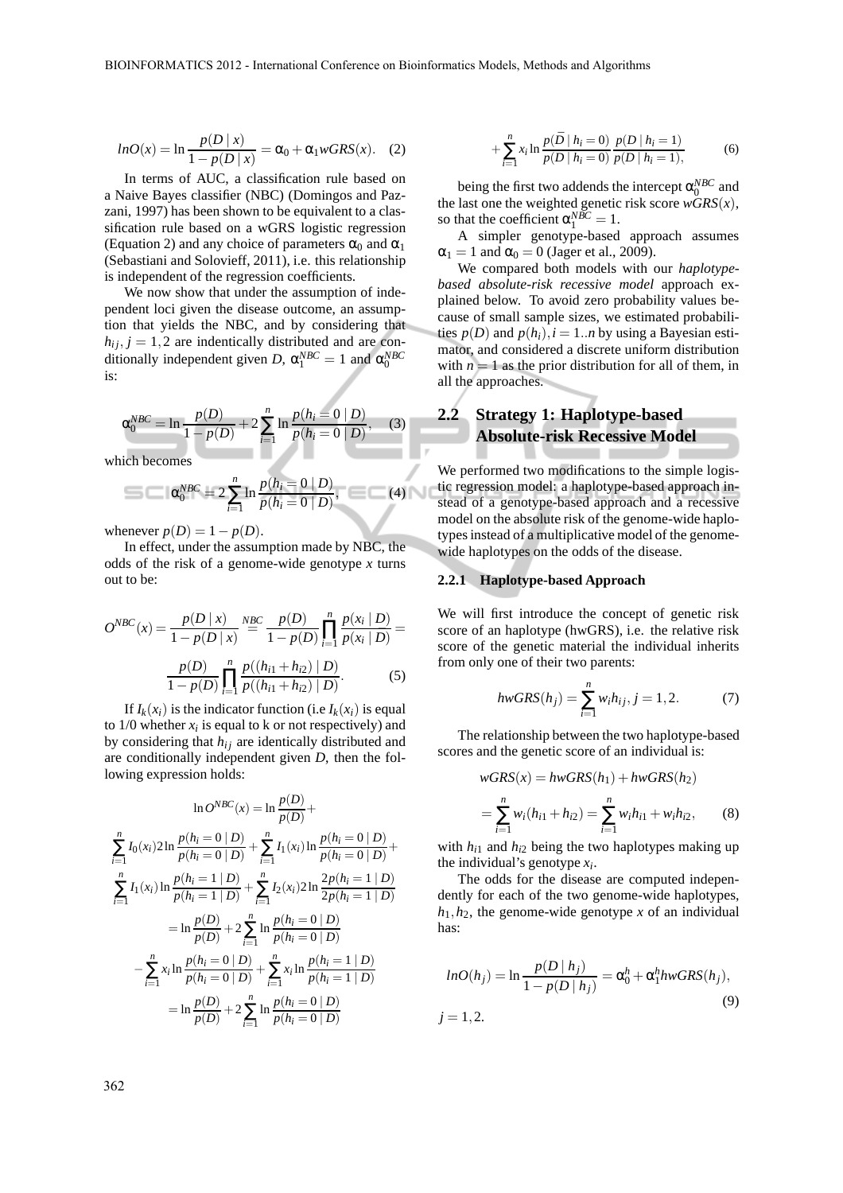$$lnO(x) = \ln \frac{p(D \mid x)}{1 - p(D \mid x)} = \alpha_0 + \alpha_1 wGRS(x). \quad (2)$$

In terms of AUC, a classification rule based on a Naive Bayes classifier (NBC) (Domingos and Pazzani, 1997) has been shown to be equivalent to a classification rule based on a wGRS logistic regression (Equation 2) and any choice of parameters $\alpha_0$ and $\alpha_1$ (Sebastiani and Solovieff, 2011), i.e. this relationship is independent of the regression coefficients.

We now show that under the assumption of independent loci given the disease outcome, an assumption that yields the NBC, and by considering that $h_{ij}, j = 1,2$ are indentically distributed and are conditionally independent given $D$, $\alpha_1^{NBC} = 1$ and $\alpha_0^{NBC}$ is:

$$\alpha_0^{NBC} = \ln \frac{p(D)}{1 - p(D)} + 2 \sum_{i=1}^{n} \ln \frac{p(h_i = 0 \mid D)}{p(h_i = 0 \mid \bar{D})}, \quad (3)$$

which becomes

$$\alpha_0^{NBC} = 2 \sum_{i=1}^{n} \ln \frac{p(h_i = 0 \mid D)}{p(h_i = 0 \mid \bar{D})}, \quad (4)$$

whenever $p(D) = 1 - p(D)$.

In effect, under the assumption made by NBC, the odds of the risk of a genome-wide genotype $x$ turns out to be:

$$O^{NBC}(x) = \frac{p(D \mid x)}{1 - p(D \mid x)} \overset{NBC}{=} \frac{p(D)}{1 - p(D)} \prod_{i=1}^{n} \frac{p(x_i \mid D)}{p(x_i \mid \bar{D})} = \frac{p(D)}{1 - p(D)} \prod_{i=1}^{n} \frac{p((h_{i1} + h_{i2}) \mid D)}{p((h_{i1} + h_{i2}) \mid \bar{D})}. \quad (5)$$

If $I_k(x_i)$ is the indicator function (i.e $I_k(x_i)$ is equal to 1/0 whether $x_i$ is equal to k or not respectively) and by considering that $h_{ij}$ are identically distributed and are conditionally independent given $D$, then the following expression holds:

$$\ln O^{NBC}(x) = \ln \frac{p(D)}{p(\bar{D})} +$$

$$\sum_{i=1}^{n} I_0(x_i) 2 \ln \frac{p(h_i = 0 \mid D)}{p(h_i = 0 \mid \bar{D})} + \sum_{i=1}^{n} I_1(x_i) \ln \frac{p(h_i = 0 \mid D)}{p(h_i = 0 \mid \bar{D})} +$$

$$\sum_{i=1}^{n} I_1(x_i) \ln \frac{p(h_i = 1 \mid D)}{p(h_i = 1 \mid \bar{D})} + \sum_{i=1}^{n} I_2(x_i) 2 \ln \frac{2p(h_i = 1 \mid D)}{2p(h_i = 1 \mid \bar{D})}$$

$$= \ln \frac{p(D)}{p(\bar{D})} + 2 \sum_{i=1}^{n} \ln \frac{p(h_i = 0 \mid D)}{p(h_i = 0 \mid \bar{D})}$$

$$- \sum_{i=1}^{n} x_i \ln \frac{p(h_i = 0 \mid D)}{p(h_i = 0 \mid \bar{D})} + \sum_{i=1}^{n} x_i \ln \frac{p(h_i = 1 \mid D)}{p(h_i = 1 \mid \bar{D})}$$

$$= \ln \frac{p(D)}{p(\bar{D})} + 2 \sum_{i=1}^{n} \ln \frac{p(h_i = 0 \mid D)}{p(h_i = 0 \mid \bar{D})}$$

$$+ \sum_{i=1}^{n} x_i \ln \frac{p(\bar{D} \mid h_i = 0)}{p(D \mid h_i = 0)} \frac{p(D \mid h_i = 1)}{p(\bar{D} \mid h_i = 1)}, \quad (6)$$

being the first two addends the intercept $\alpha_0^{NBC}$ and the last one the weighted genetic risk score $wGRS(x)$, so that the coefficient $\alpha_1^{NBC} = 1$.

A simpler genotype-based approach assumes $\alpha_1 = 1$ and $\alpha_0 = 0$ (Jager et al., 2009).

We compared both models with our *haplotype-based absolute-risk recessive model* approach explained below. To avoid zero probability values because of small sample sizes, we estimated probabilities $p(D)$ and $p(h_i), i = 1..n$ by using a Bayesian estimator, and considered a discrete uniform distribution with $n = 1$ as the prior distribution for all of them, in all the approaches.

## 2.2 Strategy 1: Haplotype-based Absolute-risk Recessive Model

We performed two modifications to the simple logistic regression model: a haplotype-based approach instead of a genotype-based approach and a recessive model on the absolute risk of the genome-wide haplotypes instead of a multiplicative model of the genome-wide haplotypes on the odds of the disease.

### 2.2.1 Haplotype-based Approach

We will first introduce the concept of genetic risk score of an haplotype (hwGRS), i.e. the relative risk score of the genetic material the individual inherits from only one of their two parents:

$$hwGRS(h_j) = \sum_{i=1}^{n} w_i h_{ij}, j = 1,2. \quad (7)$$

The relationship between the two haplotype-based scores and the genetic score of an individual is:

$$wGRS(x) = hwGRS(h_1) + hwGRS(h_2)$$

$$= \sum_{i=1}^{n} w_i (h_{i1} + h_{i2}) = \sum_{i=1}^{n} w_i h_{i1} + w_i h_{i2}, \quad (8)$$

with $h_{i1}$ and $h_{i2}$ being the two haplotypes making up the individual's genotype $x_i$.

The odds for the disease are computed independently for each of the two genome-wide haplotypes, $h_1, h_2$, the genome-wide genotype $x$ of an individual has:

$$lnO(h_j) = \ln \frac{p(D \mid h_j)}{1 - p(D \mid h_j)} = \alpha_0^h + \alpha_1^h hwGRS(h_j), \quad (9)$$

$j = 1,2.$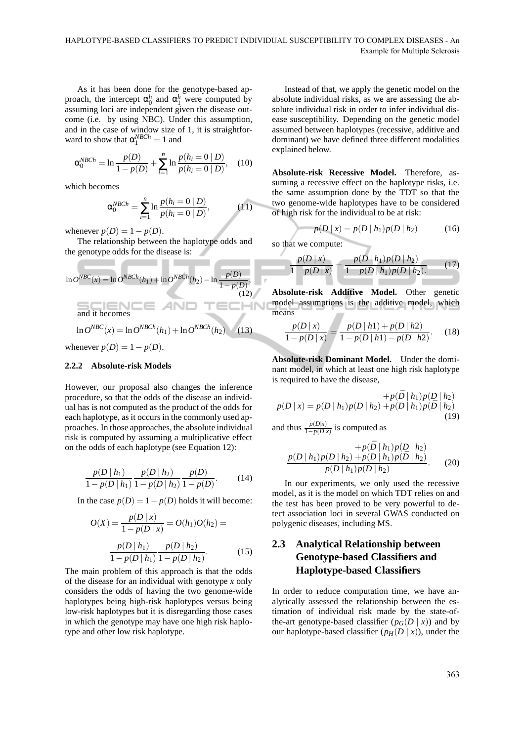As it has been done for the genotype-based approach, the intercept $\alpha_0^h$ and $\alpha_1^h$ were computed by assuming loci are independent given the disease outcome (i.e. by using NBC). Under this assumption, and in the case of window size of 1, it is straightforward to show that $\alpha_1^{NBCh} = 1$ and

$$\alpha_0^{NBCh} = \ln \frac{p(D)}{1-p(D)} + \sum_{i=1}^{n} \ln \frac{p(h_i = 0 \mid D)}{p(h_i = 0 \mid \bar{D})}, \quad (10)$$

which becomes

$$\alpha_0^{NBCh} = \sum_{i=1}^{n} \ln \frac{p(h_i = 0 \mid D)}{p(h_i = 0 \mid \bar{D})}, \quad (11)$$

whenever $p(D) = 1 - p(D)$.

The relationship between the haplotype odds and the genotype odds for the disease is:

$$\ln O^{NBC}(x) = \ln O^{NBCh}(h_1) + \ln O^{NBCh}(h_2) - \ln \frac{p(D)}{1-p(D)}, \quad (12)$$

and it becomes

$$\ln O^{NBC}(x) = \ln O^{NBCh}(h_1) + \ln O^{NBCh}(h_2) \quad (13)$$

whenever $p(D) = 1 - p(D)$.

#### 2.2.2 Absolute-risk Models

However, our proposal also changes the inference procedure, so that the odds of the disease an individual has is not computed as the product of the odds for each haplotype, as it occurs in the commonly used approaches. In those approaches, the absolute individual risk is computed by assuming a multiplicative effect on the odds of each haplotype (see Equation 12):

$$\frac{p(D \mid h_1)}{1-p(D \mid h_1)} \frac{p(D \mid h_2)}{1-p(D \mid h_2)} \frac{p(D)}{1-p(D)}. \quad (14)$$

In the case $p(D) = 1 - p(D)$ holds it will become:

$$O(X) = \frac{p(D \mid x)}{1-p(D \mid x)} = O(h_1)O(h_2) =$$

$$\frac{p(D \mid h_1)}{1-p(D \mid h_1)} \frac{p(D \mid h_2)}{1-p(D \mid h_2)}. \quad (15)$$

The main problem of this approach is that the odds of the disease for an individual with genotype $x$ only considers the odds of having the two genome-wide haplotypes being high-risk haplotypes versus being low-risk haplotypes but it is disregarding those cases in which the genotype may have one high risk haplotype and other low risk haplotype.

Instead of that, we apply the genetic model on the absolute individual risks, as we are assessing the absolute individual risk in order to infer individual disease susceptibility. Depending on the genetic model assumed between haplotypes (recessive, additive and dominant) we have defined three different modalities explained below.

**Absolute-risk Recessive Model.** Therefore, assuming a recessive effect on the haplotype risks, i.e. the same assumption done by the TDT so that the two genome-wide haplotypes have to be considered of high risk for the individual to be at risk:

$$p(D \mid x) = p(D \mid h_1)p(D \mid h_2) \quad (16)$$

so that we compute:

$$\frac{p(D \mid x)}{1-p(D \mid x)} = \frac{p(D \mid h_1)p(D \mid h_2)}{1-p(D \mid h_1)p(D \mid h_2).} \quad (17)$$

**Absolute-risk Additive Model.** Other genetic model assumptions is the additive model, which means

$$\frac{p(D \mid x)}{1-p(D \mid x)} = \frac{p(D \mid h1) + p(D \mid h2)}{1-p(D \mid h1) - p(D \mid h2)}. \quad (18)$$

**Absolute-risk Dominant Model.** Under the dominant model, in which at least one high risk haplotype is required to have the disease,

$$p(D \mid x) = p(D \mid h_1)p(D \mid h_2) + p(\bar{D} \mid h_1)p(D \mid h_2) + p(D \mid h_1)p(\bar{D} \mid h_2) \quad (19)$$

and thus $\frac{p(D|x)}{1-p(D|x)}$ is computed as

$$\frac{p(D \mid h_1)p(D \mid h_2) + p(\bar{D} \mid h_1)p(D \mid h_2) + p(D \mid h_1)p(\bar{D} \mid h_2)}{p(\bar{D} \mid h_1)p(\bar{D} \mid h_2)}. \quad (20)$$

In our experiments, we only used the recessive model, as it is the model on which TDT relies on and the test has been proved to be very powerful to detect association loci in several GWAS conducted on polygenic diseases, including MS.

### 2.3 Analytical Relationship between Genotype-based Classifiers and Haplotype-based Classifiers

In order to reduce computation time, we have analytically assessed the relationship between the estimation of individual risk made by the state-of-the-art genotype-based classifier ($p_G(D \mid x)$) and by our haplotype-based classifier ($p_H(D \mid x)$), under the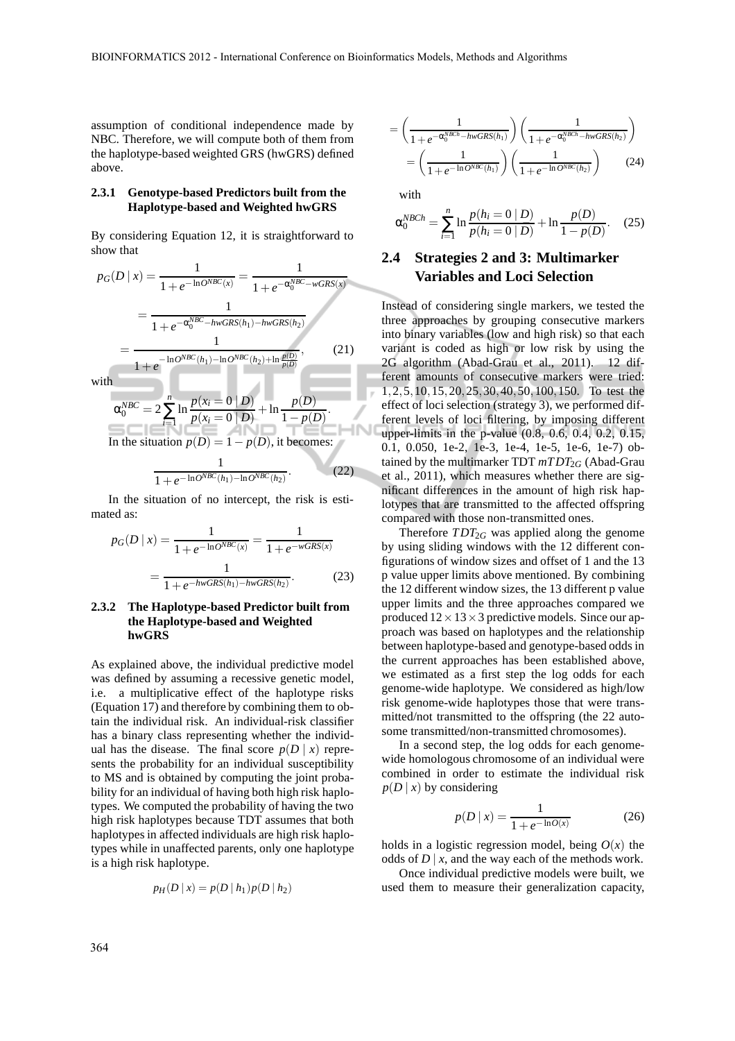assumption of conditional independence made by NBC. Therefore, we will compute both of them from the haplotype-based weighted GRS (hwGRS) defined above.

### 2.3.1 Genotype-based Predictors built from the Haplotype-based and Weighted hwGRS

By considering Equation 12, it is straightforward to show that

$$p_G(D \mid x) = \frac{1}{1+e^{-\ln O^{NBC}(x)}} = \frac{1}{1+e^{-\alpha_0^{NBC} - wGRS(x)}}$$

$$= \frac{1}{1+e^{-\alpha_0^{NBC} - hwGRS(h_1) - hwGRS(h_2)}}$$

$$= \frac{1}{1+e^{-\ln O^{NBC}(h_1) - \ln O^{NBC}(h_2) + \ln \frac{p(D)}{\bar{p}(D)}}}, \qquad (21)$$

with

$$\alpha_0^{NBC} = 2\sum_{i=1}^{n} \ln \frac{p(x_i = 0 \mid D)}{p(x_i = 0 \mid \bar{D})} + \ln \frac{p(D)}{1-p(D)}.$$

In the situation $p(D) = 1 - p(D)$, it becomes:

$$\frac{1}{1+e^{-\ln O^{NBC}(h_1) - \ln O^{NBC}(h_2)}}. \qquad (22)$$

In the situation of no intercept, the risk is estimated as:

$$p_G(D \mid x) = \frac{1}{1+e^{-\ln O^{NBC}(x)}} = \frac{1}{1+e^{-wGRS(x)}}$$

$$= \frac{1}{1+e^{-hwGRS(h_1) - hwGRS(h_2)}}. \qquad (23)$$

### 2.3.2 The Haplotype-based Predictor built from the Haplotype-based and Weighted hwGRS

As explained above, the individual predictive model was defined by assuming a recessive genetic model, i.e. a multiplicative effect of the haplotype risks (Equation 17) and therefore by combining them to obtain the individual risk. An individual-risk classifier has a binary class representing whether the individual has the disease. The final score $p(D \mid x)$ represents the probability for an individual susceptibility to MS and is obtained by computing the joint probability for an individual of having both high risk haplotypes. We computed the probability of having the two high risk haplotypes because TDT assumes that both haplotypes in affected individuals are high risk haplotypes while in unaffected parents, only one haplotype is a high risk haplotype.

$$p_H(D \mid x) = p(D \mid h_1)p(D \mid h_2)$$

$$= \left(\frac{1}{1+e^{-\alpha_0^{NBCh} - hwGRS(h_1)}}\right)\left(\frac{1}{1+e^{-\alpha_0^{NBCh} - hwGRS(h_2)}}\right)$$

$$= \left(\frac{1}{1+e^{-\ln O^{NBC}(h_1)}}\right)\left(\frac{1}{1+e^{-\ln O^{NBC}(h_2)}}\right) \qquad (24)$$

with

$$\alpha_0^{NBCh} = \sum_{i=1}^{n} \ln \frac{p(h_i = 0 \mid D)}{p(h_i = 0 \mid \bar{D})} + \ln \frac{p(D)}{1-p(D)}. \qquad (25)$$

## 2.4 Strategies 2 and 3: Multimarker Variables and Loci Selection

Instead of considering single markers, we tested the three approaches by grouping consecutive markers into binary variables (low and high risk) so that each variant is coded as high or low risk by using the 2G algorithm (Abad-Grau et al., 2011). 12 different amounts of consecutive markers were tried: $1, 2, 5, 10, 15, 20, 25, 30, 40, 50, 100, 150$. To test the effect of loci selection (strategy 3), we performed different levels of loci filtering, by imposing different upper-limits in the p-value (0.8, 0.6, 0.4, 0.2, 0.15, 0.1, 0.050, 1e-2, 1e-3, 1e-4, 1e-5, 1e-6, 1e-7) obtained by the multimarker TDT $mTDT_{2G}$ (Abad-Grau et al., 2011), which measures whether there are significant differences in the amount of high risk haplotypes that are transmitted to the affected offspring compared with those non-transmitted ones.

Therefore $TDT_{2G}$ was applied along the genome by using sliding windows with the 12 different configurations of window sizes and offset of 1 and the 13 p value upper limits above mentioned. By combining the 12 different window sizes, the 13 different p value upper limits and the three approaches compared we produced $12 \times 13 \times 3$ predictive models. Since our approach was based on haplotypes and the relationship between haplotype-based and genotype-based odds in the current approaches has been established above, we estimated as a first step the log odds for each genome-wide haplotype. We considered as high/low risk genome-wide haplotypes those that were transmitted/not transmitted to the offspring (the 22 autosome transmitted/non-transmitted chromosomes).

In a second step, the log odds for each genome-wide homologous chromosome of an individual were combined in order to estimate the individual risk $p(D \mid x)$ by considering

$$p(D \mid x) = \frac{1}{1+e^{-\ln O(x)}} \qquad (26)$$

holds in a logistic regression model, being $O(x)$ the odds of $D \mid x$, and the way each of the methods work.

Once individual predictive models were built, we used them to measure their generalization capacity,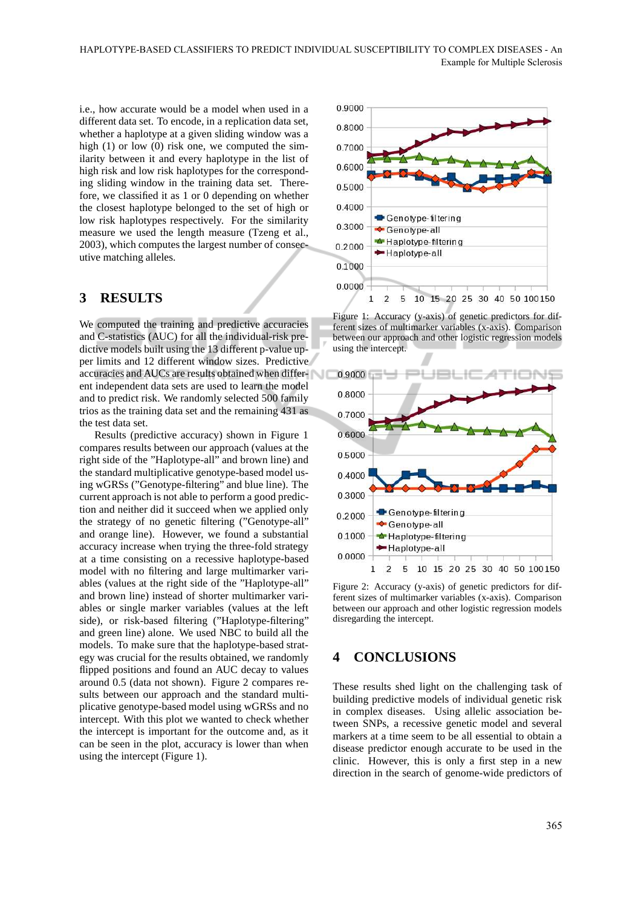i.e., how accurate would be a model when used in a different data set. To encode, in a replication data set, whether a haplotype at a given sliding window was a high (1) or low (0) risk one, we computed the similarity between it and every haplotype in the list of high risk and low risk haplotypes for the corresponding sliding window in the training data set. Therefore, we classified it as 1 or 0 depending on whether the closest haplotype belonged to the set of high or low risk haplotypes respectively. For the similarity measure we used the length measure (Tzeng et al., 2003), which computes the largest number of consecutive matching alleles.

## 3 RESULTS

We computed the training and predictive accuracies and C-statistics (AUC) for all the individual-risk predictive models built using the 13 different p-value upper limits and 12 different window sizes. Predictive accuracies and AUCs are results obtained when different independent data sets are used to learn the model and to predict risk. We randomly selected 500 family trios as the training data set and the remaining 431 as the test data set.

Results (predictive accuracy) shown in Figure 1 compares results between our approach (values at the right side of the "Haplotype-all" and brown line) and the standard multiplicative genotype-based model using wGRSs ("Genotype-filtering" and blue line). The current approach is not able to perform a good prediction and neither did it succeed when we applied only the strategy of no genetic filtering ("Genotype-all" and orange line). However, we found a substantial accuracy increase when trying the three-fold strategy at a time consisting on a recessive haplotype-based model with no filtering and large multimarker variables (values at the right side of the "Haplotype-all" and brown line) instead of shorter multimarker variables or single marker variables (values at the left side), or risk-based filtering ("Haplotype-filtering" and green line) alone. We used NBC to build all the models. To make sure that the haplotype-based strategy was crucial for the results obtained, we randomly flipped positions and found an AUC decay to values around 0.5 (data not shown). Figure 2 compares results between our approach and the standard multiplicative genotype-based model using wGRSs and no intercept. With this plot we wanted to check whether the intercept is important for the outcome and, as it can be seen in the plot, accuracy is lower than when using the intercept (Figure 1).

Figure 1: Accuracy (y-axis) of genetic predictors for different sizes of multimarker variables (x-axis). Comparison between our approach and other logistic regression models using the intercept.

Figure 2: Accuracy (y-axis) of genetic predictors for different sizes of multimarker variables (x-axis). Comparison between our approach and other logistic regression models disregarding the intercept.

## 4 CONCLUSIONS

These results shed light on the challenging task of building predictive models of individual genetic risk in complex diseases. Using allelic association between SNPs, a recessive genetic model and several markers at a time seem to be all essential to obtain a disease predictor enough accurate to be used in the clinic. However, this is only a first step in a new direction in the search of genome-wide predictors of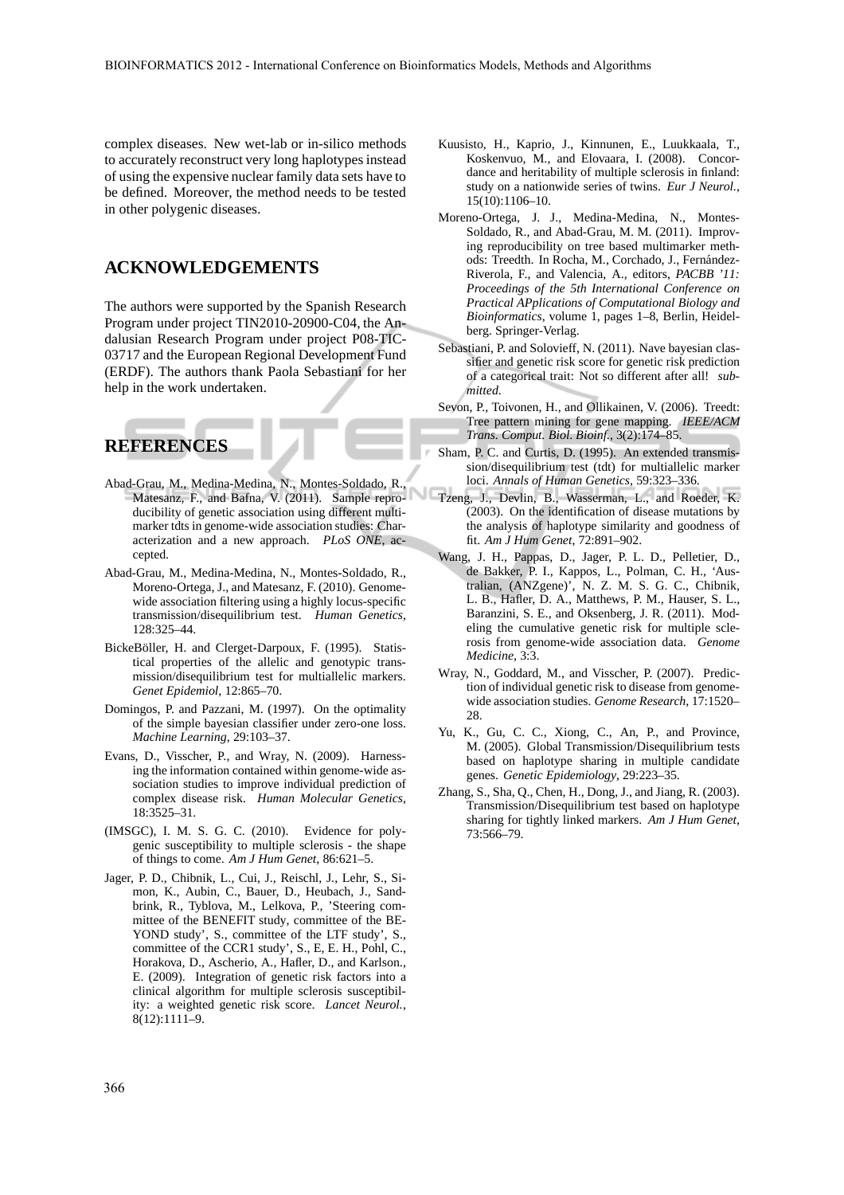complex diseases. New wet-lab or in-silico methods to accurately reconstruct very long haplotypes instead of using the expensive nuclear family data sets have to be defined. Moreover, the method needs to be tested in other polygenic diseases.

## ACKNOWLEDGEMENTS

The authors were supported by the Spanish Research Program under project TIN2010-20900-C04, the Andalusian Research Program under project P08-TIC-03717 and the European Regional Development Fund (ERDF). The authors thank Paola Sebastiani for her help in the work undertaken.

## REFERENCES

Abad-Grau, M., Medina-Medina, N., Montes-Soldado, R., Matesanz, F., and Bafna, V. (2011). Sample reproducibility of genetic association using different multimarker tdts in genome-wide association studies: Characterization and a new approach. *PLoS ONE*, accepted.

Abad-Grau, M., Medina-Medina, N., Montes-Soldado, R., Moreno-Ortega, J., and Matesanz, F. (2010). Genome-wide association filtering using a highly locus-specific transmission/disequilibrium test. *Human Genetics*, 128:325–44.

BickeBöller, H. and Clerget-Darpoux, F. (1995). Statistical properties of the allelic and genotypic transmission/disequilibrium test for multiallelic markers. *Genet Epidemiol*, 12:865–70.

Domingos, P. and Pazzani, M. (1997). On the optimality of the simple bayesian classifier under zero-one loss. *Machine Learning*, 29:103–37.

Evans, D., Visscher, P., and Wray, N. (2009). Harnessing the information contained within genome-wide association studies to improve individual prediction of complex disease risk. *Human Molecular Genetics*, 18:3525–31.

(IMSGC), I. M. S. G. C. (2010). Evidence for polygenic susceptibility to multiple sclerosis - the shape of things to come. *Am J Hum Genet*, 86:621–5.

Jager, P. D., Chibnik, L., Cui, J., Reischl, J., Lehr, S., Simon, K., Aubin, C., Bauer, D., Heubach, J., Sandbrink, R., Tyblova, M., Lelkova, P., 'Steering committee of the BENEFIT study, committee of the BEYOND study', S., committee of the LTF study', S., committee of the CCR1 study', S., E, E. H., Pohl, C., Horakova, D., Ascherio, A., Hafler, D., and Karlson., E. (2009). Integration of genetic risk factors into a clinical algorithm for multiple sclerosis susceptibility: a weighted genetic risk score. *Lancet Neurol.*, 8(12):1111–9.

Kuusisto, H., Kaprio, J., Kinnunen, E., Luukkaala, T., Koskenvuo, M., and Elovaara, I. (2008). Concordance and heritability of multiple sclerosis in finland: study on a nationwide series of twins. *Eur J Neurol.*, 15(10):1106–10.

Moreno-Ortega, J. J., Medina-Medina, N., Montes-Soldado, R., and Abad-Grau, M. M. (2011). Improving reproducibility on tree based multimarker methods: Treedth. In Rocha, M., Corchado, J., Fernández-Riverola, F., and Valencia, A., editors, *PACBB '11: Proceedings of the 5th International Conference on Practical APplications of Computational Biology and Bioinformatics*, volume 1, pages 1–8, Berlin, Heidelberg. Springer-Verlag.

Sebastiani, P. and Solovieff, N. (2011). Nave bayesian classifier and genetic risk score for genetic risk prediction of a categorical trait: Not so different after all! *submitted.*

Sevon, P., Toivonen, H., and Ollikainen, V. (2006). Treedt: Tree pattern mining for gene mapping. *IEEE/ACM Trans. Comput. Biol. Bioinf.*, 3(2):174–85.

Sham, P. C. and Curtis, D. (1995). An extended transmission/disequilibrium test (tdt) for multiallelic marker loci. *Annals of Human Genetics*, 59:323–336.

Tzeng, J., Devlin, B., Wasserman, L., and Roeder, K. (2003). On the identification of disease mutations by the analysis of haplotype similarity and goodness of fit. *Am J Hum Genet*, 72:891–902.

Wang, J. H., Pappas, D., Jager, P. L. D., Pelletier, D., de Bakker, P. I., Kappos, L., Polman, C. H., 'Australian, (ANZgene)', N. Z. M. S. G. C., Chibnik, L. B., Hafler, D. A., Matthews, P. M., Hauser, S. L., Baranzini, S. E., and Oksenberg, J. R. (2011). Modeling the cumulative genetic risk for multiple sclerosis from genome-wide association data. *Genome Medicine*, 3:3.

Wray, N., Goddard, M., and Visscher, P. (2007). Prediction of individual genetic risk to disease from genome-wide association studies. *Genome Research*, 17:1520–28.

Yu, K., Gu, C. C., Xiong, C., An, P., and Province, M. (2005). Global Transmission/Disequilibrium tests based on haplotype sharing in multiple candidate genes. *Genetic Epidemiology*, 29:223–35.

Zhang, S., Sha, Q., Chen, H., Dong, J., and Jiang, R. (2003). Transmission/Disequilibrium test based on haplotype sharing for tightly linked markers. *Am J Hum Genet*, 73:566–79.